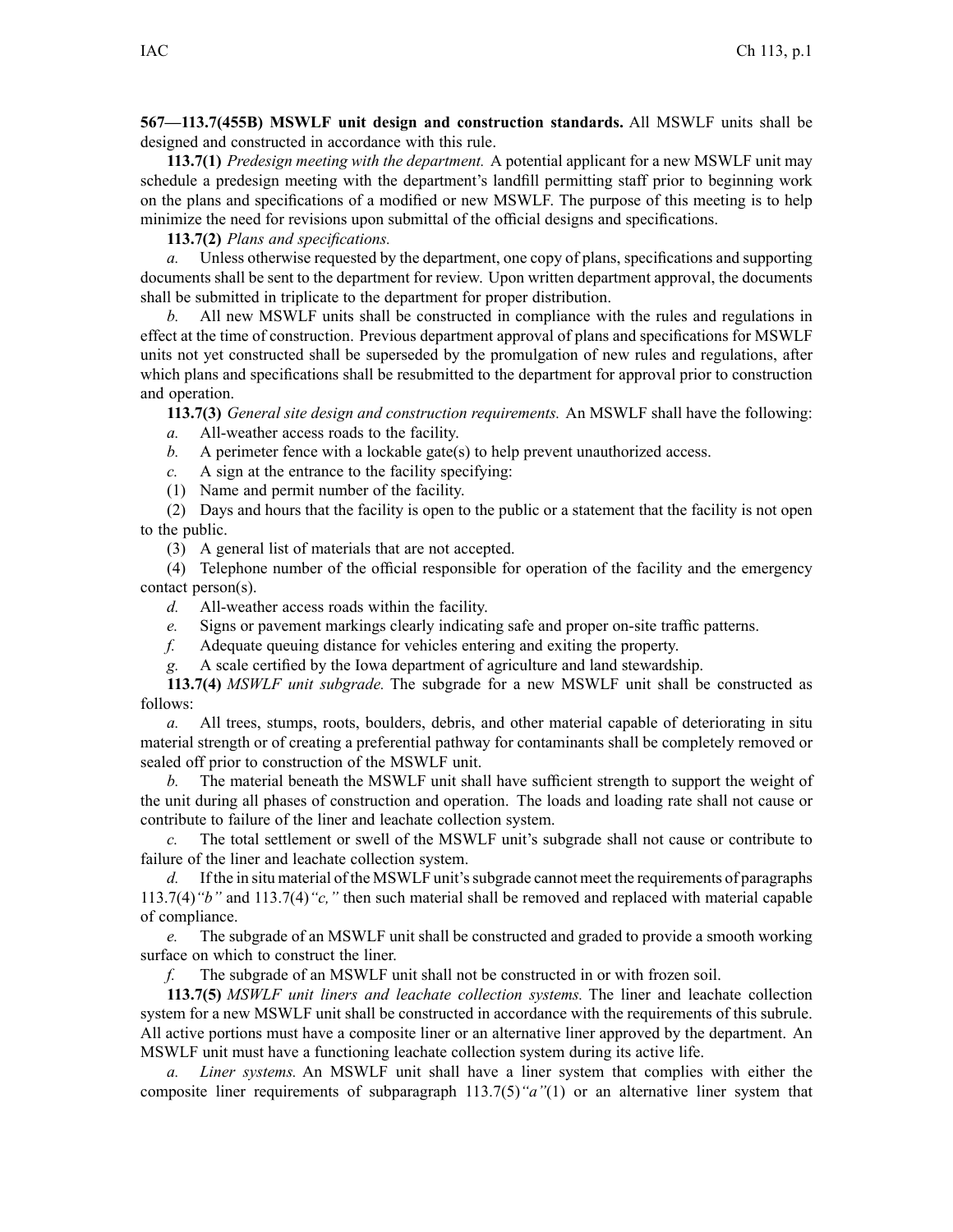**567—113.7(455B) MSWLF unit design and construction standards.** All MSWLF units shall be designed and constructed in accordance with this rule.

**113.7(1)** *Predesign meeting with the department.* A potential applicant for a new MSWLF unit may schedule a predesign meeting with the department's landfill permitting staff prior to beginning work on the plans and specifications of a modified or new MSWLF. The purpose of this meeting is to help minimize the need for revisions upon submittal of the official designs and specifications.

**113.7(2)** *Plans and specifications.*

*a.* Unless otherwise requested by the department, one copy of plans, specifications and supporting documents shall be sent to the department for review. Upon written department approval, the documents shall be submitted in triplicate to the department for proper distribution.

*b.* All new MSWLF units shall be constructed in compliance with the rules and regulations in effect at the time of construction. Previous department approval of plans and specifications for MSWLF units not yet constructed shall be superseded by the promulgation of new rules and regulations, after which plans and specifications shall be resubmitted to the department for approval prior to construction and operation.

**113.7(3)** *General site design and construction requirements.* An MSWLF shall have the following:

*a.* All-weather access roads to the facility.

*b.* A perimeter fence with a lockable gate(s) to help prevent unauthorized access.

*c.* A sign at the entrance to the facility specifying:

(1) Name and permit number of the facility.

(2) Days and hours that the facility is open to the public or a statement that the facility is not open to the public.

(3) A general list of materials that are not accepted.

(4) Telephone number of the official responsible for operation of the facility and the emergency contact person(s).

*d.* All-weather access roads within the facility.

*e.* Signs or pavement markings clearly indicating safe and proper on-site traffic patterns.

*f.* Adequate queuing distance for vehicles entering and exiting the property.

*g.* A scale certified by the Iowa department of agriculture and land stewardship.

**113.7(4)** *MSWLF unit subgrade.* The subgrade for a new MSWLF unit shall be constructed as follows:

*a.* All trees, stumps, roots, boulders, debris, and other material capable of deteriorating in situ material strength or of creating a preferential pathway for contaminants shall be completely removed or sealed off prior to construction of the MSWLF unit.

*b.* The material beneath the MSWLF unit shall have sufficient strength to support the weight of the unit during all phases of construction and operation. The loads and loading rate shall not cause or contribute to failure of the liner and leachate collection system.

*c.* The total settlement or swell of the MSWLF unit's subgrade shall not cause or contribute to failure of the liner and leachate collection system.

*d.* If the in situ material of the MSWLF unit's subgrade cannot meet the requirements of paragraphs 113.7(4)*"b"* and 113.7(4)*"c,"* then such material shall be removed and replaced with material capable of compliance.

*e.* The subgrade of an MSWLF unit shall be constructed and graded to provide a smooth working surface on which to construct the liner.

*f.* The subgrade of an MSWLF unit shall not be constructed in or with frozen soil.

**113.7(5)** *MSWLF unit liners and leachate collection systems.* The liner and leachate collection system for a new MSWLF unit shall be constructed in accordance with the requirements of this subrule. All active portions must have a composite liner or an alternative liner approved by the department. An MSWLF unit must have a functioning leachate collection system during its active life.

*a.* *Liner systems.* An MSWLF unit shall have a liner system that complies with either the composite liner requirements of subparagraph 113.7(5)*"a"*(1) or an alternative liner system that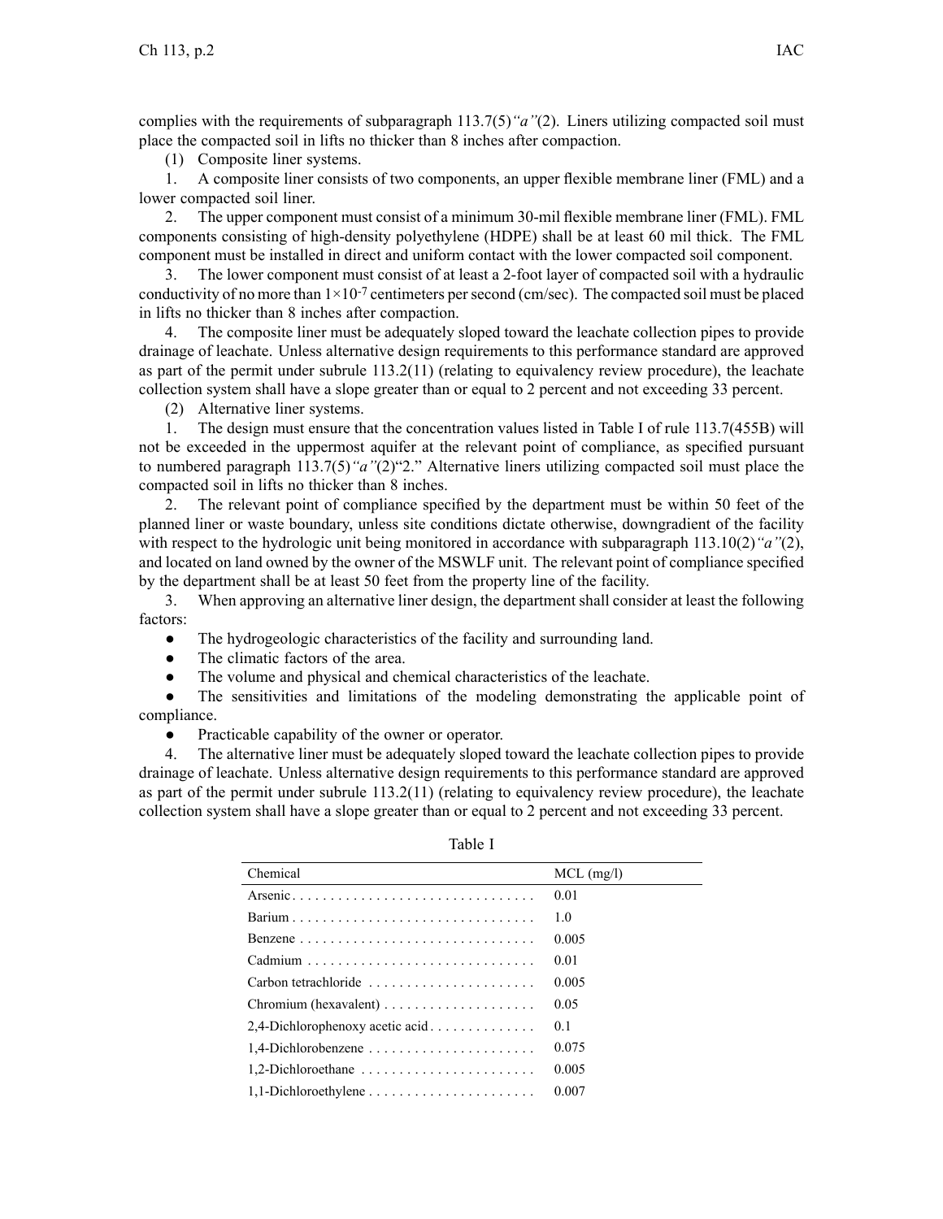complies with the requirements of subparagraph 113.7(5)*"a"*(2). Liners utilizing compacted soil must place the compacted soil in lifts no thicker than 8 inches after compaction.

(1) Composite liner systems.

1. A composite liner consists of two components, an upper flexible membrane liner (FML) and a lower compacted soil liner.

2. The upper component must consist of a minimum 30-mil flexible membrane liner (FML). FML components consisting of high-density polyethylene (HDPE) shall be at least 60 mil thick. The FML component must be installed in direct and uniform contact with the lower compacted soil component.

3. The lower component must consist of at least a 2-foot layer of compacted soil with a hydraulic conductivity of no more than $1\times10^{-7}$ centimeters per second (cm/sec). The compacted soil must be placed in lifts no thicker than 8 inches after compaction.

4. The composite liner must be adequately sloped toward the leachate collection pipes to provide drainage of leachate. Unless alternative design requirements to this performance standard are approved as part of the permit under subrule 113.2(11) (relating to equivalency review procedure), the leachate collection system shall have a slope greater than or equal to 2 percent and not exceeding 33 percent.

(2) Alternative liner systems.

1. The design must ensure that the concentration values listed in Table I of rule 113.7(455B) will not be exceeded in the uppermost aquifer at the relevant point of compliance, as specified pursuant to numbered paragraph 113.7(5)*"a"*(2)"2." Alternative liners utilizing compacted soil must place the compacted soil in lifts no thicker than 8 inches.

2. The relevant point of compliance specified by the department must be within 50 feet of the planned liner or waste boundary, unless site conditions dictate otherwise, downgradient of the facility with respect to the hydrologic unit being monitored in accordance with subparagraph 113.10(2)*"a"*(2), and located on land owned by the owner of the MSWLF unit. The relevant point of compliance specified by the department shall be at least 50 feet from the property line of the facility.

3. When approving an alternative liner design, the department shall consider at least the following factors:

- The hydrogeologic characteristics of the facility and surrounding land.
- The climatic factors of the area.
- The volume and physical and chemical characteristics of the leachate.
- The sensitivities and limitations of the modeling demonstrating the applicable point of compliance.
- Practicable capability of the owner or operator.

4. The alternative liner must be adequately sloped toward the leachate collection pipes to provide drainage of leachate. Unless alternative design requirements to this performance standard are approved as part of the permit under subrule 113.2(11) (relating to equivalency review procedure), the leachate collection system shall have a slope greater than or equal to 2 percent and not exceeding 33 percent.

Table I

| Chemical | MCL (mg/l) |
|---|---|
| Arsenic | 0.01 |
| Barium | 1.0 |
| Benzene | 0.005 |
| Cadmium | 0.01 |
| Carbon tetrachloride | 0.005 |
| Chromium (hexavalent) | 0.05 |
| 2,4-Dichlorophenoxy acetic acid | 0.1 |
| 1,4-Dichlorobenzene | 0.075 |
| 1,2-Dichloroethane | 0.005 |
| 1,1-Dichloroethylene | 0.007 |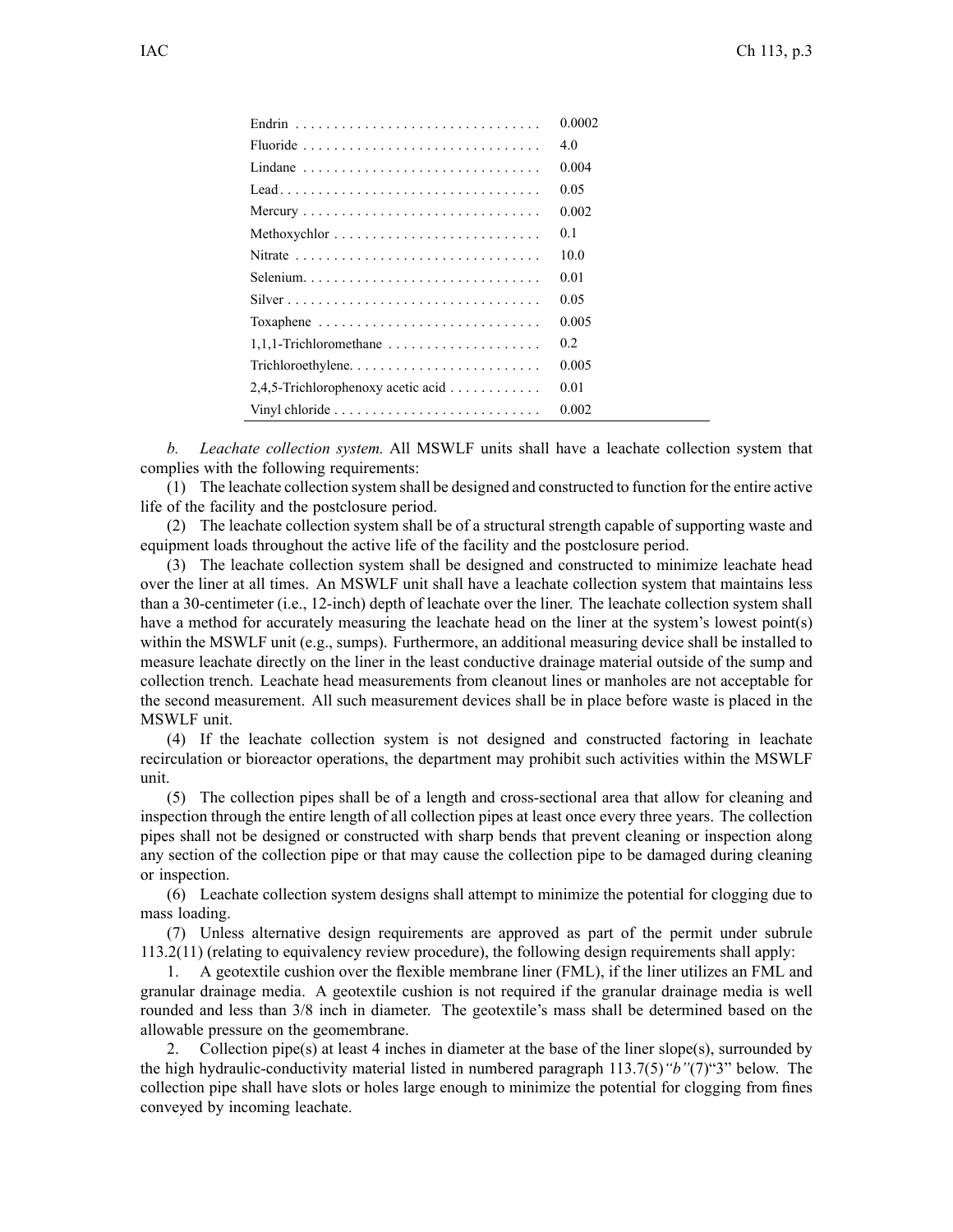| | |
|---|---|
| Endrin | 0.0002 |
| Fluoride | 4.0 |
| Lindane | 0.004 |
| Lead | 0.05 |
| Mercury | 0.002 |
| Methoxychlor | 0.1 |
| Nitrate | 10.0 |
| Selenium | 0.01 |
| Silver | 0.05 |
| Toxaphene | 0.005 |
| 1,1,1-Trichloromethane | 0.2 |
| Trichloroethylene | 0.005 |
| 2,4,5-Trichlorophenoxy acetic acid | 0.01 |
| Vinyl chloride | 0.002 |

*b. Leachate collection system.* All MSWLF units shall have a leachate collection system that complies with the following requirements:

(1) The leachate collection system shall be designed and constructed to function for the entire active life of the facility and the postclosure period.

(2) The leachate collection system shall be of a structural strength capable of supporting waste and equipment loads throughout the active life of the facility and the postclosure period.

(3) The leachate collection system shall be designed and constructed to minimize leachate head over the liner at all times. An MSWLF unit shall have a leachate collection system that maintains less than a 30-centimeter (i.e., 12-inch) depth of leachate over the liner. The leachate collection system shall have a method for accurately measuring the leachate head on the liner at the system's lowest point(s) within the MSWLF unit (e.g., sumps). Furthermore, an additional measuring device shall be installed to measure leachate directly on the liner in the least conductive drainage material outside of the sump and collection trench. Leachate head measurements from cleanout lines or manholes are not acceptable for the second measurement. All such measurement devices shall be in place before waste is placed in the MSWLF unit.

(4) If the leachate collection system is not designed and constructed factoring in leachate recirculation or bioreactor operations, the department may prohibit such activities within the MSWLF unit.

(5) The collection pipes shall be of a length and cross-sectional area that allow for cleaning and inspection through the entire length of all collection pipes at least once every three years. The collection pipes shall not be designed or constructed with sharp bends that prevent cleaning or inspection along any section of the collection pipe or that may cause the collection pipe to be damaged during cleaning or inspection.

(6) Leachate collection system designs shall attempt to minimize the potential for clogging due to mass loading.

(7) Unless alternative design requirements are approved as part of the permit under subrule 113.2(11) (relating to equivalency review procedure), the following design requirements shall apply:

1. A geotextile cushion over the flexible membrane liner (FML), if the liner utilizes an FML and granular drainage media. A geotextile cushion is not required if the granular drainage media is well rounded and less than 3/8 inch in diameter. The geotextile's mass shall be determined based on the allowable pressure on the geomembrane.

2. Collection pipe(s) at least 4 inches in diameter at the base of the liner slope(s), surrounded by the high hydraulic-conductivity material listed in numbered paragraph 113.7(5)*"b"*(7)"3" below. The collection pipe shall have slots or holes large enough to minimize the potential for clogging from fines conveyed by incoming leachate.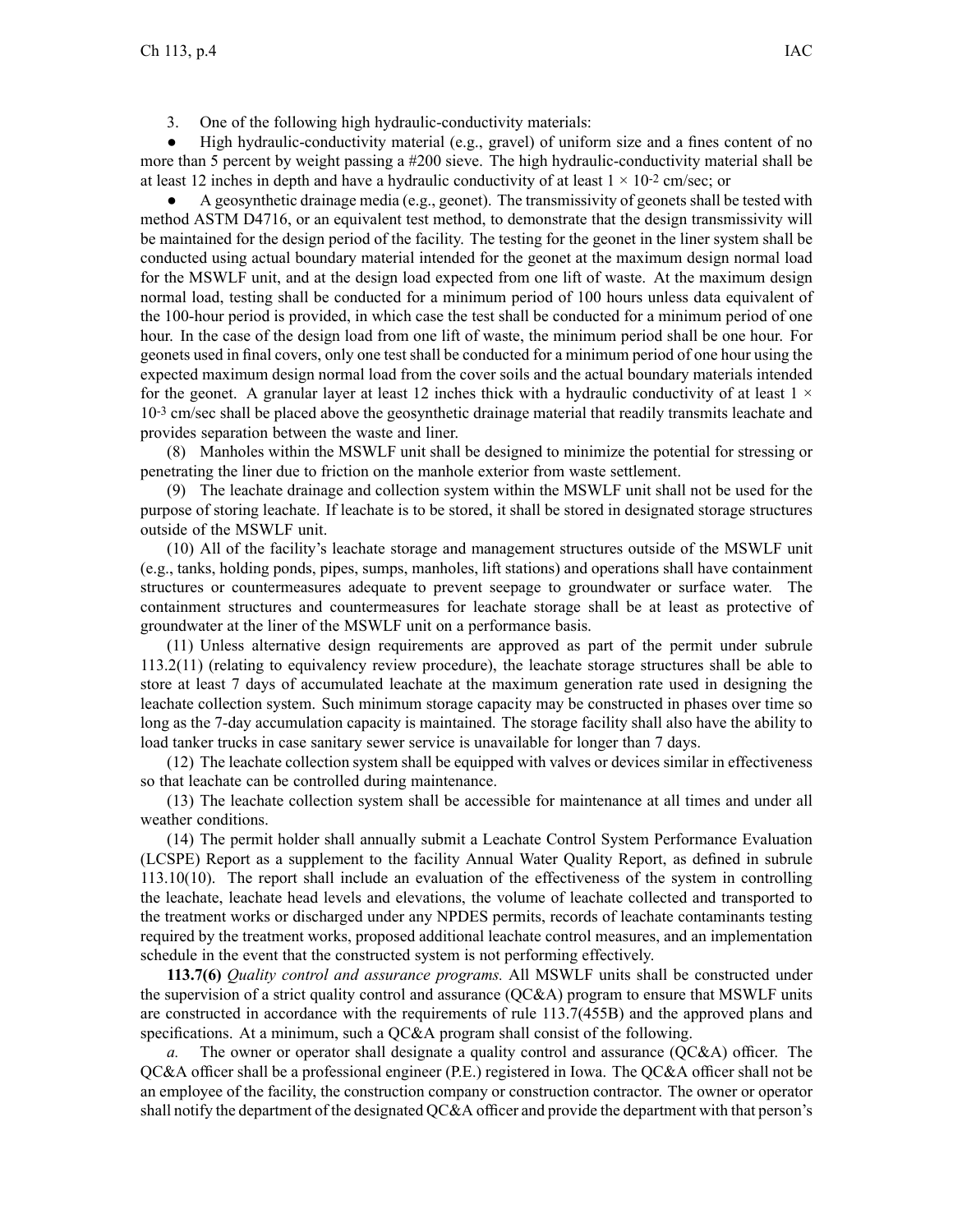3. One of the following high hydraulic-conductivity materials:

- High hydraulic-conductivity material (e.g., gravel) of uniform size and a fines content of no more than 5 percent by weight passing a #200 sieve. The high hydraulic-conductivity material shall be at least 12 inches in depth and have a hydraulic conductivity of at least $1 \times 10^{-2}$ cm/sec; or

- A geosynthetic drainage media (e.g., geonet). The transmissivity of geonets shall be tested with method ASTM D4716, or an equivalent test method, to demonstrate that the design transmissivity will be maintained for the design period of the facility. The testing for the geonet in the liner system shall be conducted using actual boundary material intended for the geonet at the maximum design normal load for the MSWLF unit, and at the design load expected from one lift of waste. At the maximum design normal load, testing shall be conducted for a minimum period of 100 hours unless data equivalent of the 100-hour period is provided, in which case the test shall be conducted for a minimum period of one hour. In the case of the design load from one lift of waste, the minimum period shall be one hour. For geonets used in final covers, only one test shall be conducted for a minimum period of one hour using the expected maximum design normal load from the cover soils and the actual boundary materials intended for the geonet. A granular layer at least 12 inches thick with a hydraulic conductivity of at least $1 \times 10^{-3}$ cm/sec shall be placed above the geosynthetic drainage material that readily transmits leachate and provides separation between the waste and liner.

(8) Manholes within the MSWLF unit shall be designed to minimize the potential for stressing or penetrating the liner due to friction on the manhole exterior from waste settlement.

(9) The leachate drainage and collection system within the MSWLF unit shall not be used for the purpose of storing leachate. If leachate is to be stored, it shall be stored in designated storage structures outside of the MSWLF unit.

(10) All of the facility's leachate storage and management structures outside of the MSWLF unit (e.g., tanks, holding ponds, pipes, sumps, manholes, lift stations) and operations shall have containment structures or countermeasures adequate to prevent seepage to groundwater or surface water. The containment structures and countermeasures for leachate storage shall be at least as protective of groundwater at the liner of the MSWLF unit on a performance basis.

(11) Unless alternative design requirements are approved as part of the permit under subrule 113.2(11) (relating to equivalency review procedure), the leachate storage structures shall be able to store at least 7 days of accumulated leachate at the maximum generation rate used in designing the leachate collection system. Such minimum storage capacity may be constructed in phases over time so long as the 7-day accumulation capacity is maintained. The storage facility shall also have the ability to load tanker trucks in case sanitary sewer service is unavailable for longer than 7 days.

(12) The leachate collection system shall be equipped with valves or devices similar in effectiveness so that leachate can be controlled during maintenance.

(13) The leachate collection system shall be accessible for maintenance at all times and under all weather conditions.

(14) The permit holder shall annually submit a Leachate Control System Performance Evaluation (LCSPE) Report as a supplement to the facility Annual Water Quality Report, as defined in subrule 113.10(10). The report shall include an evaluation of the effectiveness of the system in controlling the leachate, leachate head levels and elevations, the volume of leachate collected and transported to the treatment works or discharged under any NPDES permits, records of leachate contaminants testing required by the treatment works, proposed additional leachate control measures, and an implementation schedule in the event that the constructed system is not performing effectively.

**113.7(6)** *Quality control and assurance programs.* All MSWLF units shall be constructed under the supervision of a strict quality control and assurance (QC&A) program to ensure that MSWLF units are constructed in accordance with the requirements of rule 113.7(455B) and the approved plans and specifications. At a minimum, such a QC&A program shall consist of the following.

*a.* The owner or operator shall designate a quality control and assurance (QC&A) officer. The QC&A officer shall be a professional engineer (P.E.) registered in Iowa. The QC&A officer shall not be an employee of the facility, the construction company or construction contractor. The owner or operator shall notify the department of the designated QC&A officer and provide the department with that person's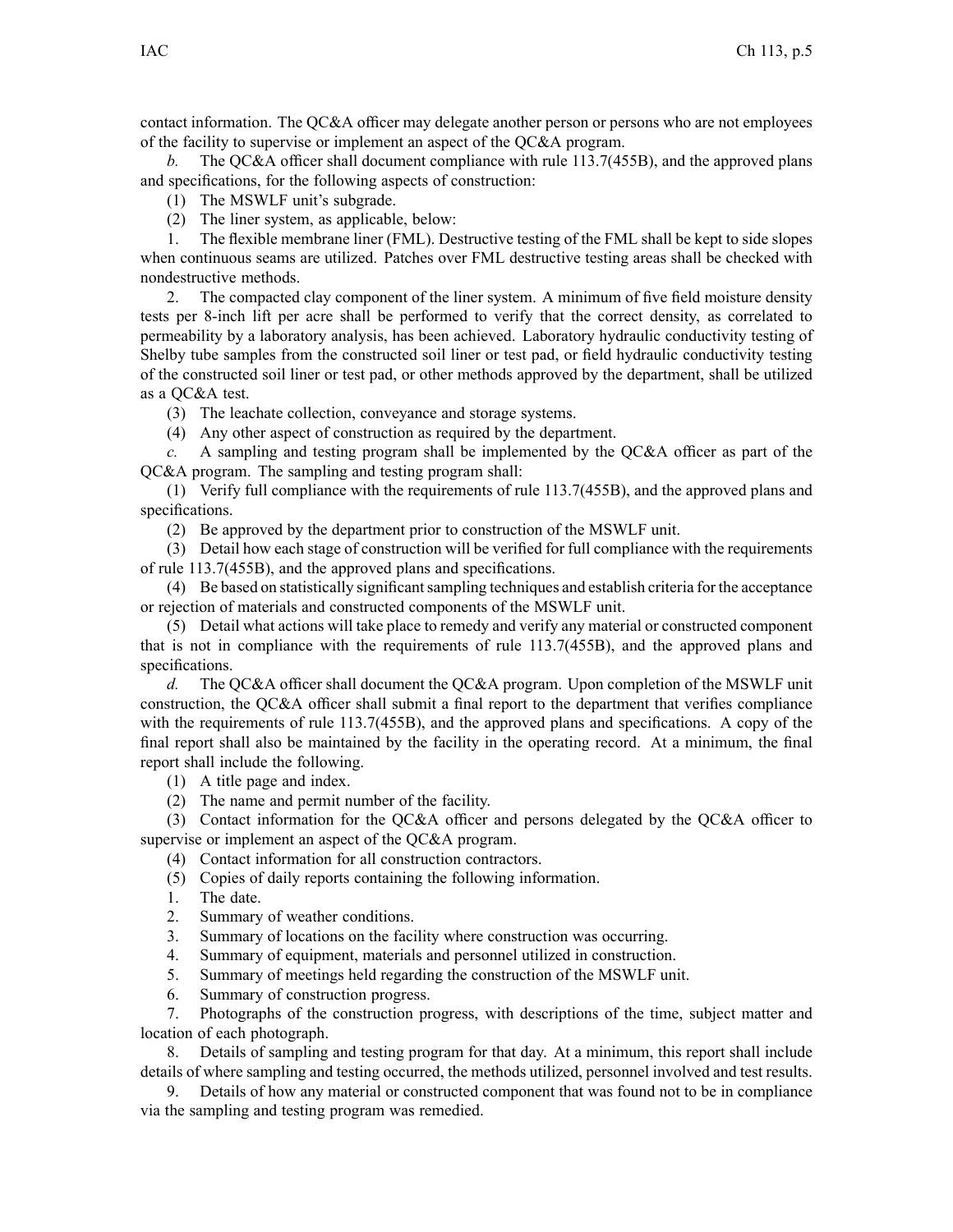contact information. The QC&A officer may delegate another person or persons who are not employees of the facility to supervise or implement an aspect of the QC&A program.

*b.* The QC&A officer shall document compliance with rule 113.7(455B), and the approved plans and specifications, for the following aspects of construction:

(1) The MSWLF unit's subgrade.

(2) The liner system, as applicable, below:

1. The flexible membrane liner (FML). Destructive testing of the FML shall be kept to side slopes when continuous seams are utilized. Patches over FML destructive testing areas shall be checked with nondestructive methods.

2. The compacted clay component of the liner system. A minimum of five field moisture density tests per 8-inch lift per acre shall be performed to verify that the correct density, as correlated to permeability by a laboratory analysis, has been achieved. Laboratory hydraulic conductivity testing of Shelby tube samples from the constructed soil liner or test pad, or field hydraulic conductivity testing of the constructed soil liner or test pad, or other methods approved by the department, shall be utilized as a QC&A test.

(3) The leachate collection, conveyance and storage systems.

(4) Any other aspect of construction as required by the department.

*c.* A sampling and testing program shall be implemented by the QC&A officer as part of the QC&A program. The sampling and testing program shall:

(1) Verify full compliance with the requirements of rule 113.7(455B), and the approved plans and specifications.

(2) Be approved by the department prior to construction of the MSWLF unit.

(3) Detail how each stage of construction will be verified for full compliance with the requirements of rule 113.7(455B), and the approved plans and specifications.

(4) Be based on statistically significant sampling techniques and establish criteria for the acceptance or rejection of materials and constructed components of the MSWLF unit.

(5) Detail what actions will take place to remedy and verify any material or constructed component that is not in compliance with the requirements of rule 113.7(455B), and the approved plans and specifications.

*d.* The QC&A officer shall document the QC&A program. Upon completion of the MSWLF unit construction, the QC&A officer shall submit a final report to the department that verifies compliance with the requirements of rule 113.7(455B), and the approved plans and specifications. A copy of the final report shall also be maintained by the facility in the operating record. At a minimum, the final report shall include the following.

(1) A title page and index.

(2) The name and permit number of the facility.

(3) Contact information for the QC&A officer and persons delegated by the QC&A officer to supervise or implement an aspect of the QC&A program.

(4) Contact information for all construction contractors.

(5) Copies of daily reports containing the following information.

1. The date.

2. Summary of weather conditions.

3. Summary of locations on the facility where construction was occurring.

4. Summary of equipment, materials and personnel utilized in construction.

5. Summary of meetings held regarding the construction of the MSWLF unit.

6. Summary of construction progress.

7. Photographs of the construction progress, with descriptions of the time, subject matter and location of each photograph.

8. Details of sampling and testing program for that day. At a minimum, this report shall include details of where sampling and testing occurred, the methods utilized, personnel involved and test results.

9. Details of how any material or constructed component that was found not to be in compliance via the sampling and testing program was remedied.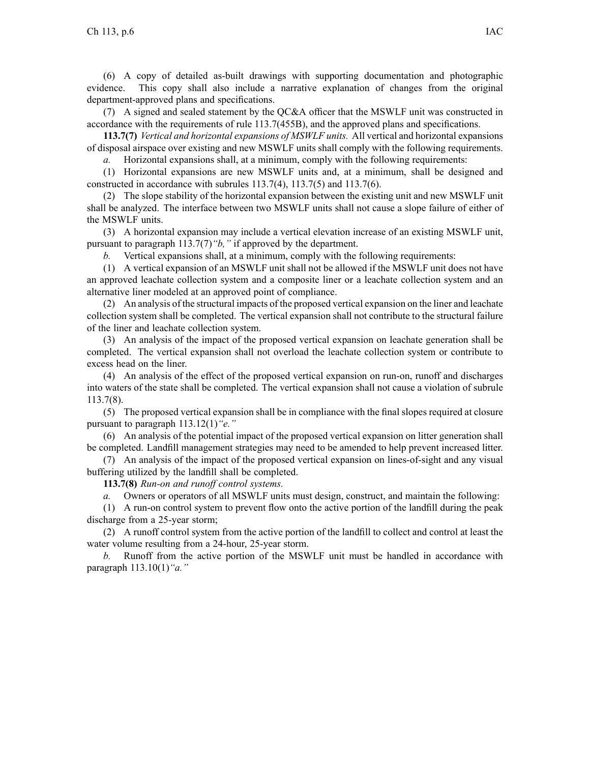(6) A copy of detailed as-built drawings with supporting documentation and photographic evidence. This copy shall also include a narrative explanation of changes from the original department-approved plans and specifications.

(7) A signed and sealed statement by the QC&A officer that the MSWLF unit was constructed in accordance with the requirements of rule 113.7(455B), and the approved plans and specifications.

**113.7(7)** *Vertical and horizontal expansions of MSWLF units.* All vertical and horizontal expansions of disposal airspace over existing and new MSWLF units shall comply with the following requirements.

*a.* Horizontal expansions shall, at a minimum, comply with the following requirements:

(1) Horizontal expansions are new MSWLF units and, at a minimum, shall be designed and constructed in accordance with subrules 113.7(4), 113.7(5) and 113.7(6).

(2) The slope stability of the horizontal expansion between the existing unit and new MSWLF unit shall be analyzed. The interface between two MSWLF units shall not cause a slope failure of either of the MSWLF units.

(3) A horizontal expansion may include a vertical elevation increase of an existing MSWLF unit, pursuant to paragraph 113.7(7)*"b,"* if approved by the department.

*b.* Vertical expansions shall, at a minimum, comply with the following requirements:

(1) A vertical expansion of an MSWLF unit shall not be allowed if the MSWLF unit does not have an approved leachate collection system and a composite liner or a leachate collection system and an alternative liner modeled at an approved point of compliance.

(2) An analysis of the structural impacts of the proposed vertical expansion on the liner and leachate collection system shall be completed. The vertical expansion shall not contribute to the structural failure of the liner and leachate collection system.

(3) An analysis of the impact of the proposed vertical expansion on leachate generation shall be completed. The vertical expansion shall not overload the leachate collection system or contribute to excess head on the liner.

(4) An analysis of the effect of the proposed vertical expansion on run-on, runoff and discharges into waters of the state shall be completed. The vertical expansion shall not cause a violation of subrule 113.7(8).

(5) The proposed vertical expansion shall be in compliance with the final slopes required at closure pursuant to paragraph 113.12(1)*"e."*

(6) An analysis of the potential impact of the proposed vertical expansion on litter generation shall be completed. Landfill management strategies may need to be amended to help prevent increased litter.

(7) An analysis of the impact of the proposed vertical expansion on lines-of-sight and any visual buffering utilized by the landfill shall be completed.

**113.7(8)** *Run-on and runoff control systems.*

*a.* Owners or operators of all MSWLF units must design, construct, and maintain the following:

(1) A run-on control system to prevent flow onto the active portion of the landfill during the peak discharge from a 25-year storm;

(2) A runoff control system from the active portion of the landfill to collect and control at least the water volume resulting from a 24-hour, 25-year storm.

*b.* Runoff from the active portion of the MSWLF unit must be handled in accordance with paragraph 113.10(1)*"a."*